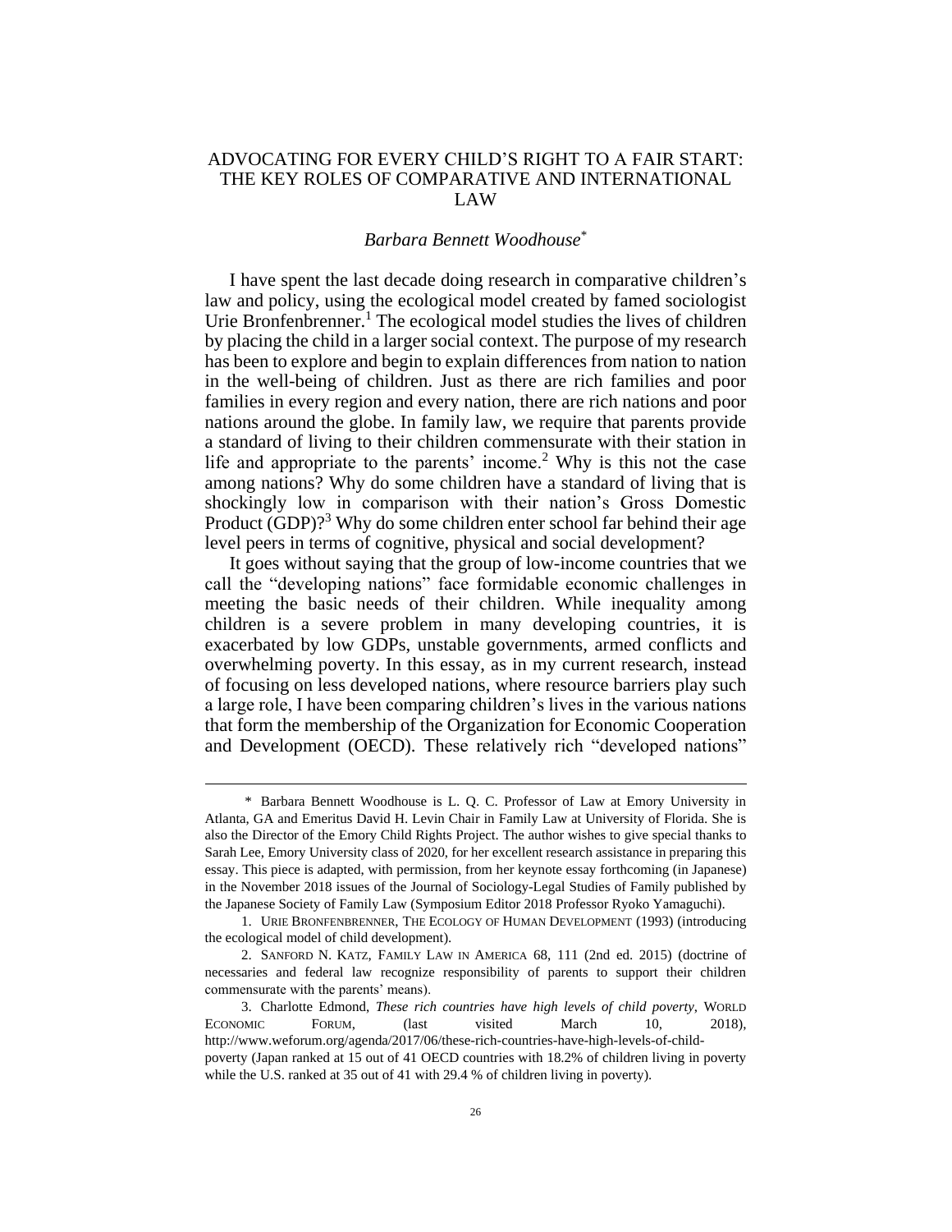# ADVOCATING FOR EVERY CHILD'S RIGHT TO A FAIR START: THE KEY ROLES OF COMPARATIVE AND INTERNATIONAL LAW

*Barbara Bennett Woodhouse*[*]

I have spent the last decade doing research in comparative children's law and policy, using the ecological model created by famed sociologist Urie Bronfenbrenner.[1] The ecological model studies the lives of children by placing the child in a larger social context. The purpose of my research has been to explore and begin to explain differences from nation to nation in the well-being of children. Just as there are rich families and poor families in every region and every nation, there are rich nations and poor nations around the globe. In family law, we require that parents provide a standard of living to their children commensurate with their station in life and appropriate to the parents' income.[2] Why is this not the case among nations? Why do some children have a standard of living that is shockingly low in comparison with their nation's Gross Domestic Product (GDP)?[3] Why do some children enter school far behind their age level peers in terms of cognitive, physical and social development?

It goes without saying that the group of low-income countries that we call the "developing nations" face formidable economic challenges in meeting the basic needs of their children. While inequality among children is a severe problem in many developing countries, it is exacerbated by low GDPs, unstable governments, armed conflicts and overwhelming poverty. In this essay, as in my current research, instead of focusing on less developed nations, where resource barriers play such a large role, I have been comparing children's lives in the various nations that form the membership of the Organization for Economic Cooperation and Development (OECD). These relatively rich "developed nations"

---

[*] Barbara Bennett Woodhouse is L. Q. C. Professor of Law at Emory University in Atlanta, GA and Emeritus David H. Levin Chair in Family Law at University of Florida. She is also the Director of the Emory Child Rights Project. The author wishes to give special thanks to Sarah Lee, Emory University class of 2020, for her excellent research assistance in preparing this essay. This piece is adapted, with permission, from her keynote essay forthcoming (in Japanese) in the November 2018 issues of the Journal of Sociology-Legal Studies of Family published by the Japanese Society of Family Law (Symposium Editor 2018 Professor Ryoko Yamaguchi).

1. URIE BRONFENBRENNER, THE ECOLOGY OF HUMAN DEVELOPMENT (1993) (introducing the ecological model of child development).

2. SANFORD N. KATZ, FAMILY LAW IN AMERICA 68, 111 (2nd ed. 2015) (doctrine of necessaries and federal law recognize responsibility of parents to support their children commensurate with the parents' means).

3. Charlotte Edmond, *These rich countries have high levels of child poverty*, WORLD ECONOMIC FORUM, (last visited March 10, 2018), http://www.weforum.org/agenda/2017/06/these-rich-countries-have-high-levels-of-child-poverty (Japan ranked at 15 out of 41 OECD countries with 18.2% of children living in poverty while the U.S. ranked at 35 out of 41 with 29.4 % of children living in poverty).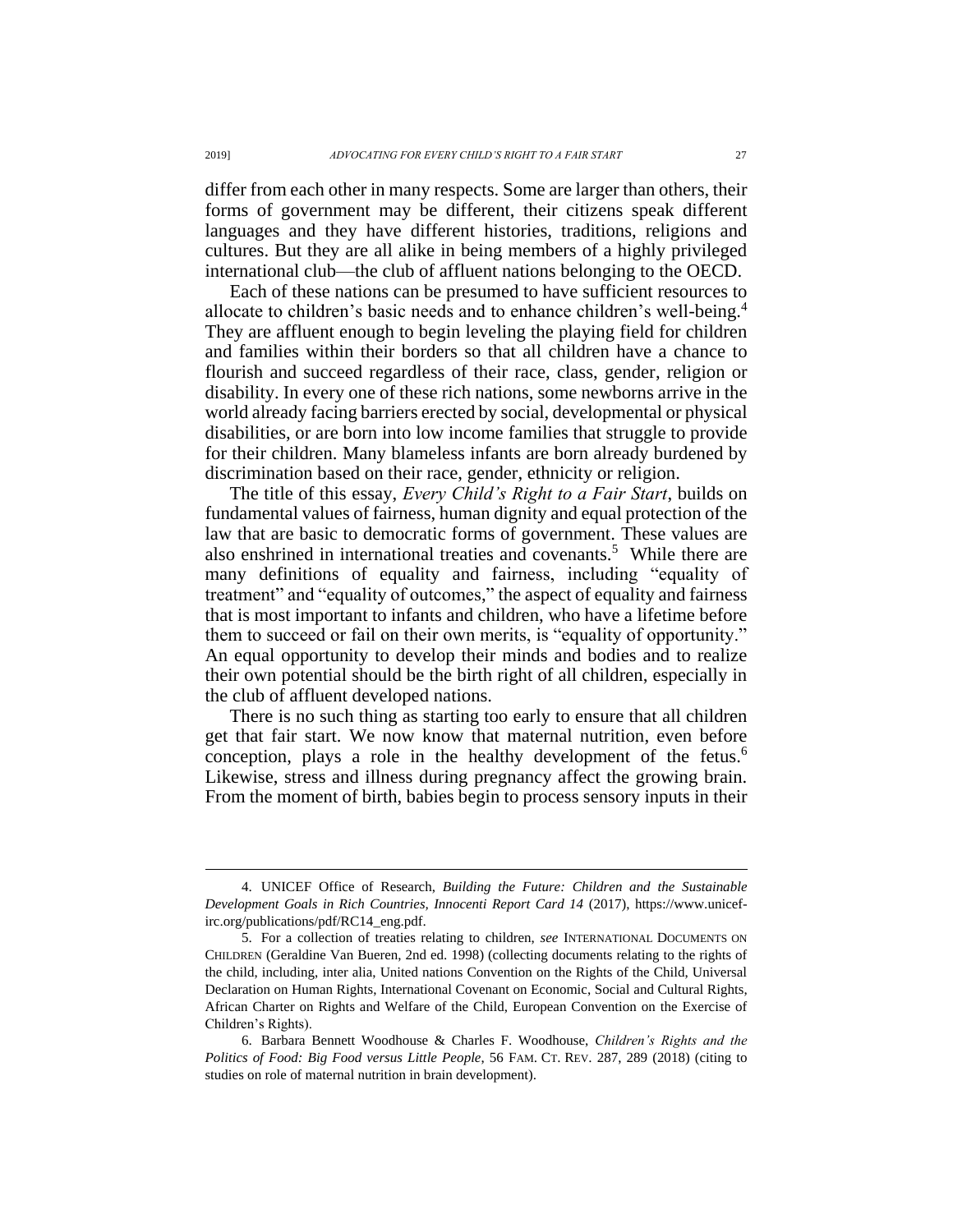differ from each other in many respects. Some are larger than others, their forms of government may be different, their citizens speak different languages and they have different histories, traditions, religions and cultures. But they are all alike in being members of a highly privileged international club—the club of affluent nations belonging to the OECD.

Each of these nations can be presumed to have sufficient resources to allocate to children's basic needs and to enhance children's well-being.[4] They are affluent enough to begin leveling the playing field for children and families within their borders so that all children have a chance to flourish and succeed regardless of their race, class, gender, religion or disability. In every one of these rich nations, some newborns arrive in the world already facing barriers erected by social, developmental or physical disabilities, or are born into low income families that struggle to provide for their children. Many blameless infants are born already burdened by discrimination based on their race, gender, ethnicity or religion.

The title of this essay, *Every Child's Right to a Fair Start*, builds on fundamental values of fairness, human dignity and equal protection of the law that are basic to democratic forms of government. These values are also enshrined in international treaties and covenants.[5] While there are many definitions of equality and fairness, including "equality of treatment" and "equality of outcomes," the aspect of equality and fairness that is most important to infants and children, who have a lifetime before them to succeed or fail on their own merits, is "equality of opportunity." An equal opportunity to develop their minds and bodies and to realize their own potential should be the birth right of all children, especially in the club of affluent developed nations.

There is no such thing as starting too early to ensure that all children get that fair start. We now know that maternal nutrition, even before conception, plays a role in the healthy development of the fetus.[6] Likewise, stress and illness during pregnancy affect the growing brain. From the moment of birth, babies begin to process sensory inputs in their

---

4. UNICEF Office of Research, *Building the Future: Children and the Sustainable Development Goals in Rich Countries, Innocenti Report Card 14* (2017), https://www.unicef-irc.org/publications/pdf/RC14_eng.pdf.

5. For a collection of treaties relating to children, *see* INTERNATIONAL DOCUMENTS ON CHILDREN (Geraldine Van Bueren, 2nd ed. 1998) (collecting documents relating to the rights of the child, including, inter alia, United nations Convention on the Rights of the Child, Universal Declaration on Human Rights, International Covenant on Economic, Social and Cultural Rights, African Charter on Rights and Welfare of the Child, European Convention on the Exercise of Children's Rights).

6. Barbara Bennett Woodhouse & Charles F. Woodhouse, *Children's Rights and the Politics of Food: Big Food versus Little People*, 56 FAM. CT. REV. 287, 289 (2018) (citing to studies on role of maternal nutrition in brain development).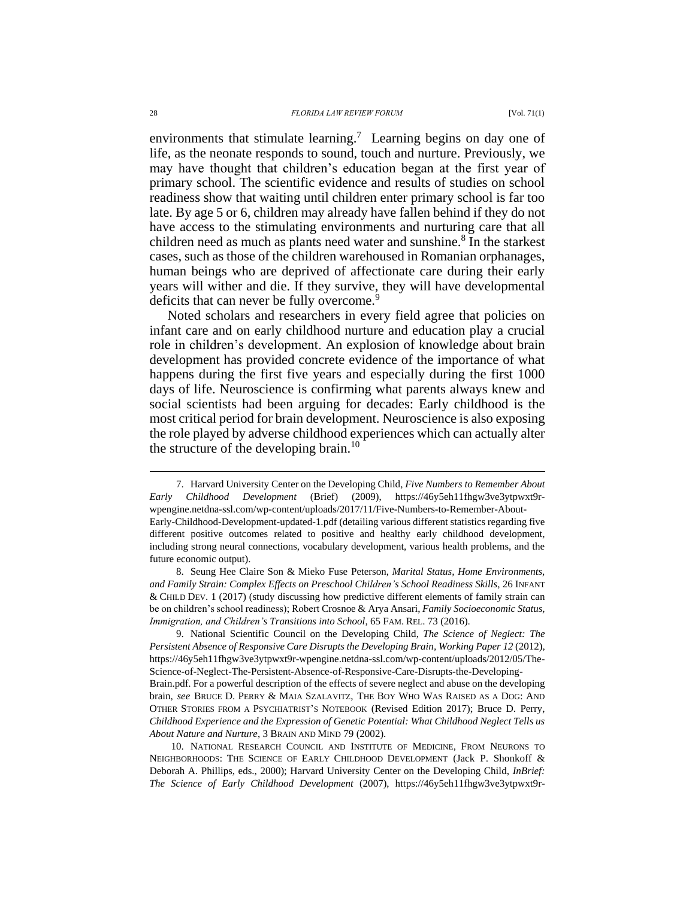environments that stimulate learning.[7] Learning begins on day one of life, as the neonate responds to sound, touch and nurture. Previously, we may have thought that children's education began at the first year of primary school. The scientific evidence and results of studies on school readiness show that waiting until children enter primary school is far too late. By age 5 or 6, children may already have fallen behind if they do not have access to the stimulating environments and nurturing care that all children need as much as plants need water and sunshine.[8] In the starkest cases, such as those of the children warehoused in Romanian orphanages, human beings who are deprived of affectionate care during their early years will wither and die. If they survive, they will have developmental deficits that can never be fully overcome.[9]

Noted scholars and researchers in every field agree that policies on infant care and on early childhood nurture and education play a crucial role in children's development. An explosion of knowledge about brain development has provided concrete evidence of the importance of what happens during the first five years and especially during the first 1000 days of life. Neuroscience is confirming what parents always knew and social scientists had been arguing for decades: Early childhood is the most critical period for brain development. Neuroscience is also exposing the role played by adverse childhood experiences which can actually alter the structure of the developing brain.[10]

---

7. Harvard University Center on the Developing Child, *Five Numbers to Remember About Early Childhood Development* (Brief) (2009), https://46y5eh11fhgw3ve3ytpwxt9r-wpengine.netdna-ssl.com/wp-content/uploads/2017/11/Five-Numbers-to-Remember-About-Early-Childhood-Development-updated-1.pdf (detailing various different statistics regarding five different positive outcomes related to positive and healthy early childhood development, including strong neural connections, vocabulary development, various health problems, and the future economic output).

8. Seung Hee Claire Son & Mieko Fuse Peterson, *Marital Status, Home Environments, and Family Strain: Complex Effects on Preschool Children's School Readiness Skills*, 26 INFANT & CHILD DEV. 1 (2017) (study discussing how predictive different elements of family strain can be on children's school readiness); Robert Crosnoe & Arya Ansari, *Family Socioeconomic Status, Immigration, and Children's Transitions into School*, 65 FAM. REL. 73 (2016).

9. National Scientific Council on the Developing Child, *The Science of Neglect: The Persistent Absence of Responsive Care Disrupts the Developing Brain, Working Paper 12* (2012), https://46y5eh11fhgw3ve3ytpwxt9r-wpengine.netdna-ssl.com/wp-content/uploads/2012/05/The-Science-of-Neglect-The-Persistent-Absence-of-Responsive-Care-Disrupts-the-Developing-Brain.pdf. For a powerful description of the effects of severe neglect and abuse on the developing brain, *see* BRUCE D. PERRY & MAIA SZALAVITZ, THE BOY WHO WAS RAISED AS A DOG: AND OTHER STORIES FROM A PSYCHIATRIST'S NOTEBOOK (Revised Edition 2017); Bruce D. Perry, *Childhood Experience and the Expression of Genetic Potential: What Childhood Neglect Tells us About Nature and Nurture*, 3 BRAIN AND MIND 79 (2002).

10. NATIONAL RESEARCH COUNCIL AND INSTITUTE OF MEDICINE, FROM NEURONS TO NEIGHBORHOODS: THE SCIENCE OF EARLY CHILDHOOD DEVELOPMENT (Jack P. Shonkoff & Deborah A. Phillips, eds., 2000); Harvard University Center on the Developing Child, *InBrief: The Science of Early Childhood Development* (2007), https://46y5eh11fhgw3ve3ytpwxt9r-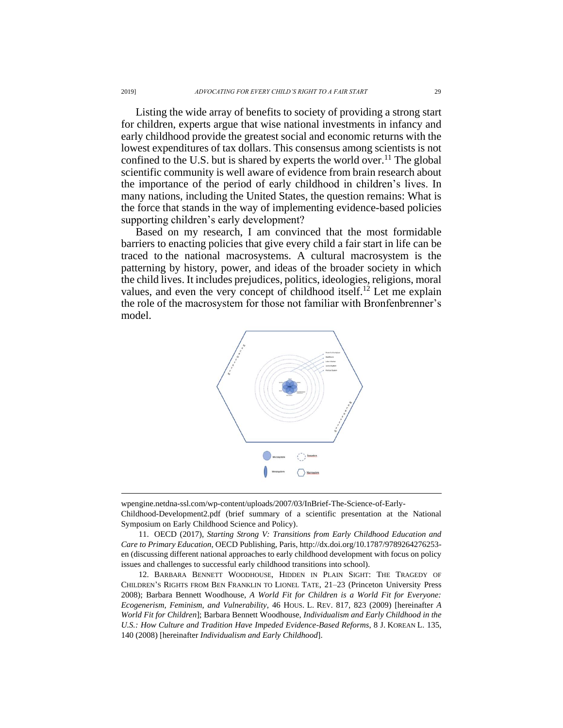Listing the wide array of benefits to society of providing a strong start for children, experts argue that wise national investments in infancy and early childhood provide the greatest social and economic returns with the lowest expenditures of tax dollars. This consensus among scientists is not confined to the U.S. but is shared by experts the world over.[11] The global scientific community is well aware of evidence from brain research about the importance of the period of early childhood in children's lives. In many nations, including the United States, the question remains: What is the force that stands in the way of implementing evidence-based policies supporting children's early development?

Based on my research, I am convinced that the most formidable barriers to enacting policies that give every child a fair start in life can be traced to the national macrosystems. A cultural macrosystem is the patterning by history, power, and ideas of the broader society in which the child lives. It includes prejudices, politics, ideologies, religions, moral values, and even the very concept of childhood itself.[12] Let me explain the role of the macrosystem for those not familiar with Bronfenbrenner's model.

---

wpengine.netdna-ssl.com/wp-content/uploads/2007/03/InBrief-The-Science-of-Early-Childhood-Development2.pdf (brief summary of a scientific presentation at the National Symposium on Early Childhood Science and Policy).

11. OECD (2017), *Starting Strong V: Transitions from Early Childhood Education and Care to Primary Education*, OECD Publishing, Paris, http://dx.doi.org/10.1787/9789264276253-en (discussing different national approaches to early childhood development with focus on policy issues and challenges to successful early childhood transitions into school).

12. BARBARA BENNETT WOODHOUSE, HIDDEN IN PLAIN SIGHT: THE TRAGEDY OF CHILDREN'S RIGHTS FROM BEN FRANKLIN TO LIONEL TATE, 21–23 (Princeton University Press 2008); Barbara Bennett Woodhouse, *A World Fit for Children is a World Fit for Everyone: Ecogenerism, Feminism, and Vulnerability*, 46 HOUS. L. REV. 817, 823 (2009) [hereinafter *A World Fit for Children*]; Barbara Bennett Woodhouse, *Individualism and Early Childhood in the U.S.: How Culture and Tradition Have Impeded Evidence-Based Reforms*, 8 J. KOREAN L. 135, 140 (2008) [hereinafter *Individualism and Early Childhood*].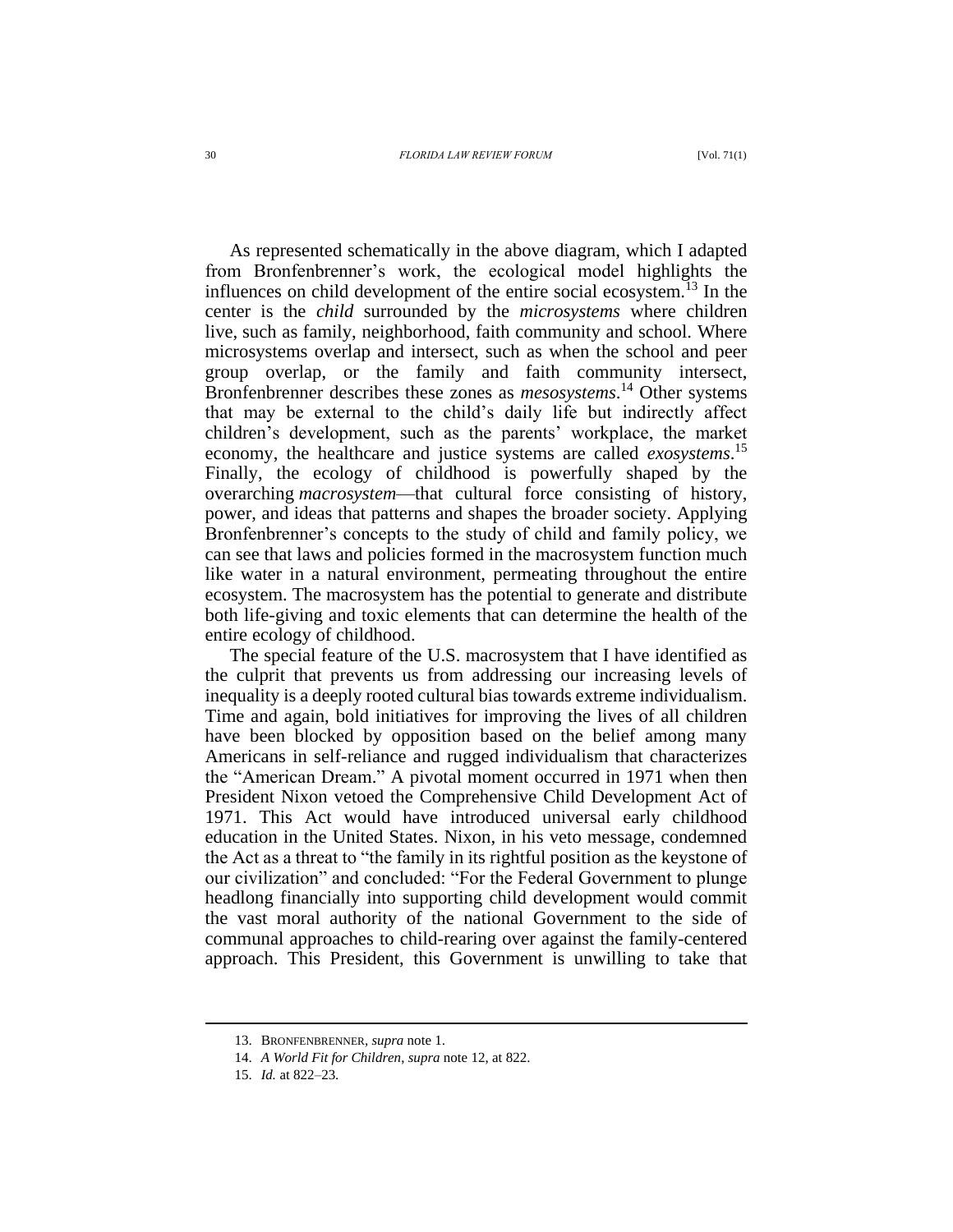As represented schematically in the above diagram, which I adapted from Bronfenbrenner's work, the ecological model highlights the influences on child development of the entire social ecosystem.[13] In the center is the *child* surrounded by the *microsystems* where children live, such as family, neighborhood, faith community and school. Where microsystems overlap and intersect, such as when the school and peer group overlap, or the family and faith community intersect, Bronfenbrenner describes these zones as *mesosystems*.[14] Other systems that may be external to the child's daily life but indirectly affect children's development, such as the parents' workplace, the market economy, the healthcare and justice systems are called *exosystems*.[15] Finally, the ecology of childhood is powerfully shaped by the overarching *macrosystem*—that cultural force consisting of history, power, and ideas that patterns and shapes the broader society. Applying Bronfenbrenner's concepts to the study of child and family policy, we can see that laws and policies formed in the macrosystem function much like water in a natural environment, permeating throughout the entire ecosystem. The macrosystem has the potential to generate and distribute both life-giving and toxic elements that can determine the health of the entire ecology of childhood.

The special feature of the U.S. macrosystem that I have identified as the culprit that prevents us from addressing our increasing levels of inequality is a deeply rooted cultural bias towards extreme individualism. Time and again, bold initiatives for improving the lives of all children have been blocked by opposition based on the belief among many Americans in self-reliance and rugged individualism that characterizes the "American Dream." A pivotal moment occurred in 1971 when then President Nixon vetoed the Comprehensive Child Development Act of 1971. This Act would have introduced universal early childhood education in the United States. Nixon, in his veto message, condemned the Act as a threat to "the family in its rightful position as the keystone of our civilization" and concluded: "For the Federal Government to plunge headlong financially into supporting child development would commit the vast moral authority of the national Government to the side of communal approaches to child-rearing over against the family-centered approach. This President, this Government is unwilling to take that

13. BRONFENBRENNER, *supra* note 1.

14. *A World Fit for Children*, *supra* note 12, at 822.

15. *Id.* at 822–23.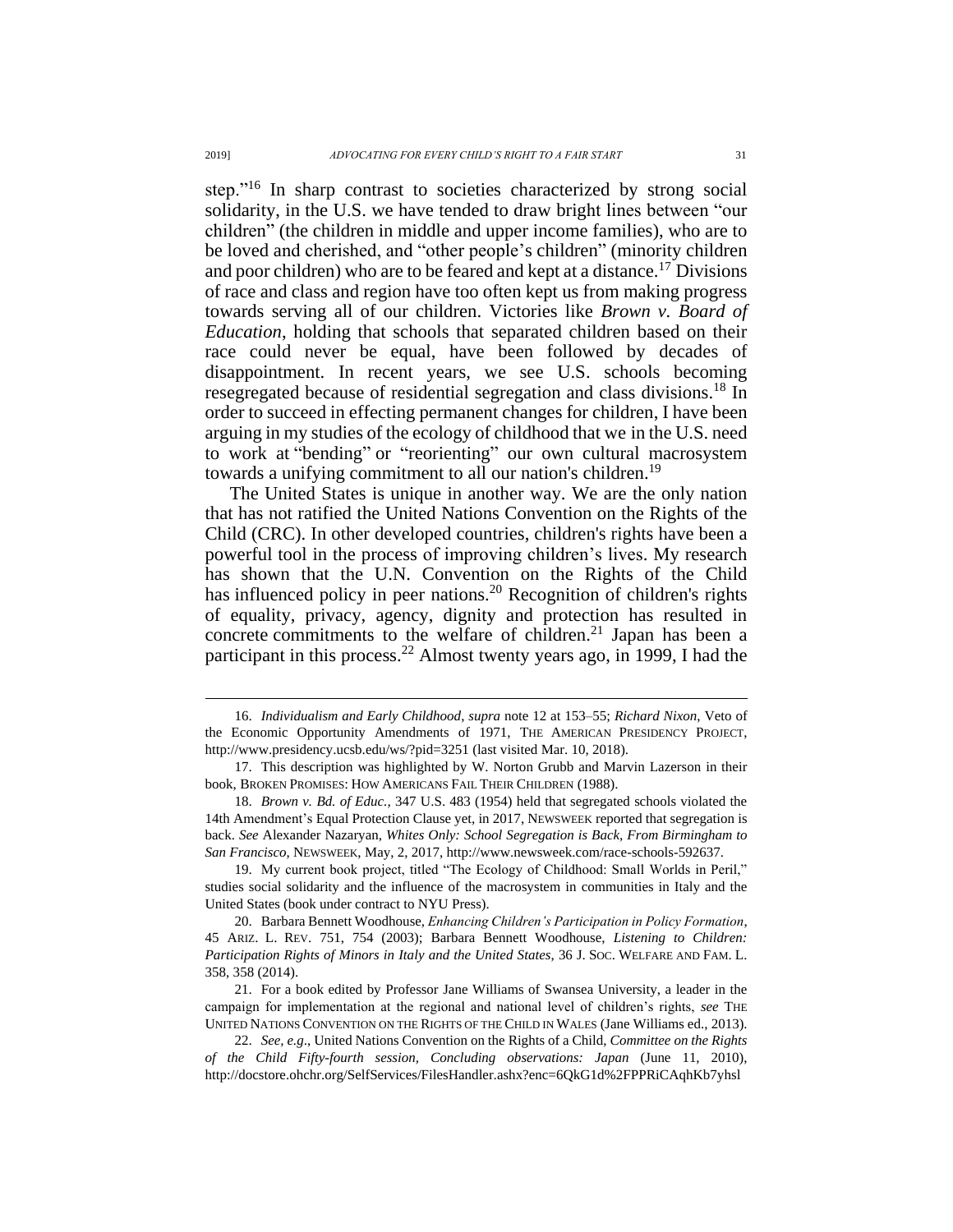step."[16] In sharp contrast to societies characterized by strong social solidarity, in the U.S. we have tended to draw bright lines between "our children" (the children in middle and upper income families), who are to be loved and cherished, and "other people's children" (minority children and poor children) who are to be feared and kept at a distance.[17] Divisions of race and class and region have too often kept us from making progress towards serving all of our children. Victories like *Brown v. Board of Education*, holding that schools that separated children based on their race could never be equal, have been followed by decades of disappointment. In recent years, we see U.S. schools becoming resegregated because of residential segregation and class divisions.[18] In order to succeed in effecting permanent changes for children, I have been arguing in my studies of the ecology of childhood that we in the U.S. need to work at "bending" or "reorienting" our own cultural macrosystem towards a unifying commitment to all our nation's children.[19]

The United States is unique in another way. We are the only nation that has not ratified the United Nations Convention on the Rights of the Child (CRC). In other developed countries, children's rights have been a powerful tool in the process of improving children's lives. My research has shown that the U.N. Convention on the Rights of the Child has influenced policy in peer nations.[20] Recognition of children's rights of equality, privacy, agency, dignity and protection has resulted in concrete commitments to the welfare of children.[21] Japan has been a participant in this process.[22] Almost twenty years ago, in 1999, I had the

---

16. *Individualism and Early Childhood*, *supra* note 12 at 153–55; *Richard Nixon*, Veto of the Economic Opportunity Amendments of 1971, THE AMERICAN PRESIDENCY PROJECT, http://www.presidency.ucsb.edu/ws/?pid=3251 (last visited Mar. 10, 2018).

17. This description was highlighted by W. Norton Grubb and Marvin Lazerson in their book, BROKEN PROMISES: HOW AMERICANS FAIL THEIR CHILDREN (1988).

18. *Brown v. Bd. of Educ.*, 347 U.S. 483 (1954) held that segregated schools violated the 14th Amendment's Equal Protection Clause yet, in 2017, NEWSWEEK reported that segregation is back. *See* Alexander Nazaryan, *Whites Only: School Segregation is Back, From Birmingham to San Francisco*, NEWSWEEK, May, 2, 2017, http://www.newsweek.com/race-schools-592637.

19. My current book project, titled "The Ecology of Childhood: Small Worlds in Peril," studies social solidarity and the influence of the macrosystem in communities in Italy and the United States (book under contract to NYU Press).

20. Barbara Bennett Woodhouse, *Enhancing Children's Participation in Policy Formation*, 45 ARIZ. L. REV. 751, 754 (2003); Barbara Bennett Woodhouse, *Listening to Children: Participation Rights of Minors in Italy and the United States*, 36 J. SOC. WELFARE AND FAM. L. 358, 358 (2014).

21. For a book edited by Professor Jane Williams of Swansea University, a leader in the campaign for implementation at the regional and national level of children's rights, *see* THE UNITED NATIONS CONVENTION ON THE RIGHTS OF THE CHILD IN WALES (Jane Williams ed., 2013).

22. *See, e.g*., United Nations Convention on the Rights of a Child, *Committee on the Rights of the Child Fifty-fourth session, Concluding observations: Japan* (June 11, 2010), http://docstore.ohchr.org/SelfServices/FilesHandler.ashx?enc=6QkG1d%2FPPRiCAqhKb7yhsl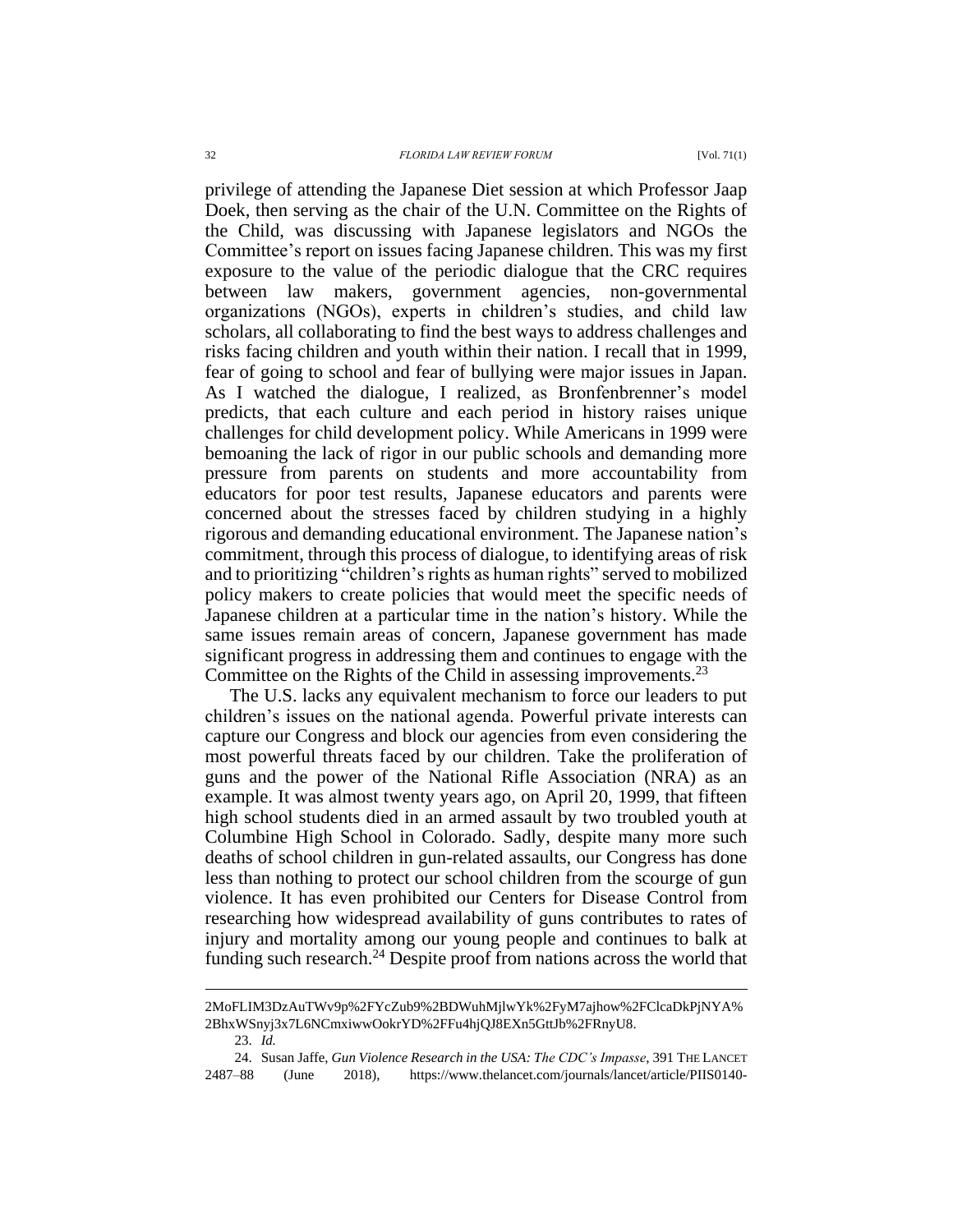privilege of attending the Japanese Diet session at which Professor Jaap Doek, then serving as the chair of the U.N. Committee on the Rights of the Child, was discussing with Japanese legislators and NGOs the Committee's report on issues facing Japanese children. This was my first exposure to the value of the periodic dialogue that the CRC requires between law makers, government agencies, non-governmental organizations (NGOs), experts in children's studies, and child law scholars, all collaborating to find the best ways to address challenges and risks facing children and youth within their nation. I recall that in 1999, fear of going to school and fear of bullying were major issues in Japan. As I watched the dialogue, I realized, as Bronfenbrenner's model predicts, that each culture and each period in history raises unique challenges for child development policy. While Americans in 1999 were bemoaning the lack of rigor in our public schools and demanding more pressure from parents on students and more accountability from educators for poor test results, Japanese educators and parents were concerned about the stresses faced by children studying in a highly rigorous and demanding educational environment. The Japanese nation's commitment, through this process of dialogue, to identifying areas of risk and to prioritizing "children's rights as human rights" served to mobilized policy makers to create policies that would meet the specific needs of Japanese children at a particular time in the nation's history. While the same issues remain areas of concern, Japanese government has made significant progress in addressing them and continues to engage with the Committee on the Rights of the Child in assessing improvements.[23]

The U.S. lacks any equivalent mechanism to force our leaders to put children's issues on the national agenda. Powerful private interests can capture our Congress and block our agencies from even considering the most powerful threats faced by our children. Take the proliferation of guns and the power of the National Rifle Association (NRA) as an example. It was almost twenty years ago, on April 20, 1999, that fifteen high school students died in an armed assault by two troubled youth at Columbine High School in Colorado. Sadly, despite many more such deaths of school children in gun-related assaults, our Congress has done less than nothing to protect our school children from the scourge of gun violence. It has even prohibited our Centers for Disease Control from researching how widespread availability of guns contributes to rates of injury and mortality among our young people and continues to balk at funding such research.[24] Despite proof from nations across the world that

---

2MoFLIM3DzAuTWv9p%2FYcZub9%2BDWuhMjlwYk%2FyM7ajhow%2FClcaDkPjNYA%2BhxWSnyj3x7L6NCmxiwwOokrYD%2FFu4hjQJ8EXn5GttJb%2FRnyU8.

23. *Id.*

24. Susan Jaffe, *Gun Violence Research in the USA: The CDC's Impasse*, 391 THE LANCET 2487–88 (June 2018), https://www.thelancet.com/journals/lancet/article/PIIS0140-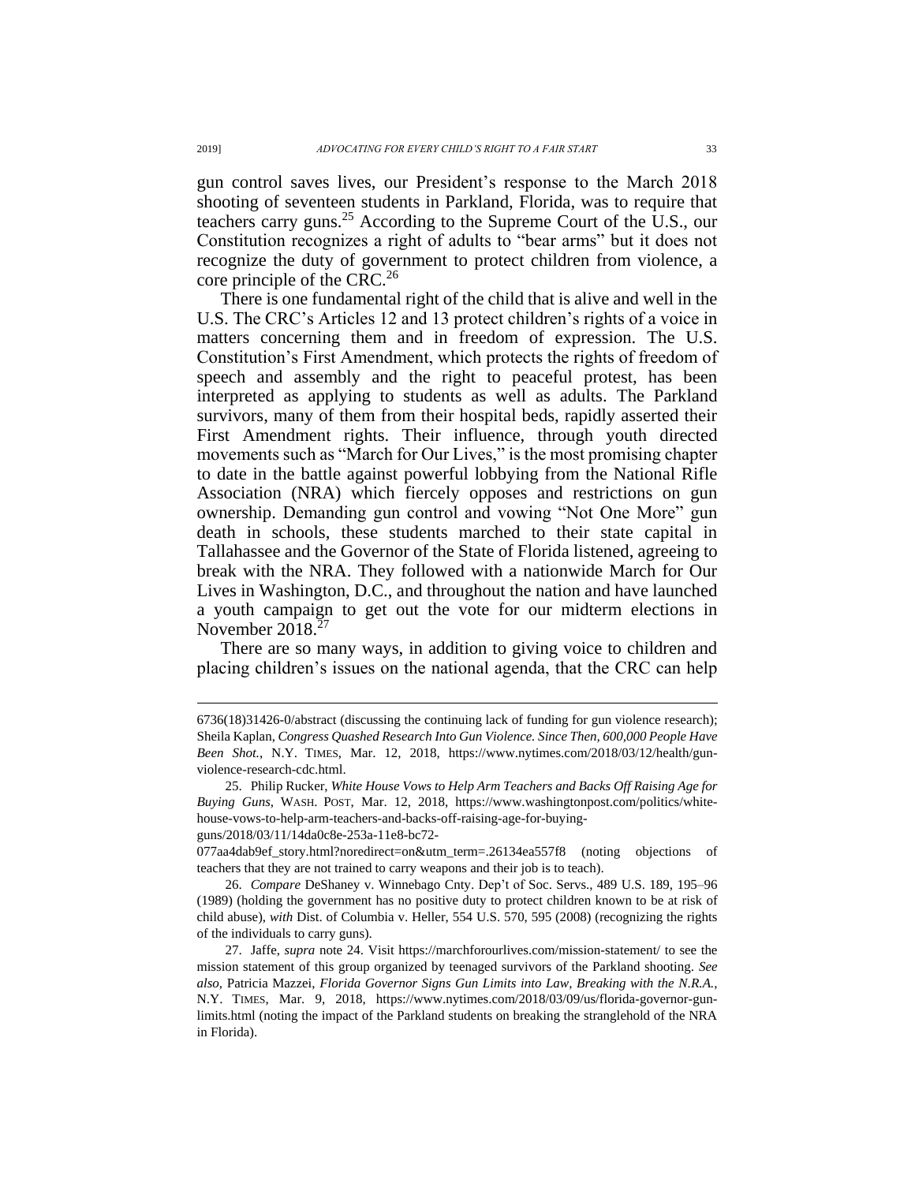gun control saves lives, our President's response to the March 2018 shooting of seventeen students in Parkland, Florida, was to require that teachers carry guns.[25] According to the Supreme Court of the U.S., our Constitution recognizes a right of adults to "bear arms" but it does not recognize the duty of government to protect children from violence, a core principle of the CRC.[26]

There is one fundamental right of the child that is alive and well in the U.S. The CRC's Articles 12 and 13 protect children's rights of a voice in matters concerning them and in freedom of expression. The U.S. Constitution's First Amendment, which protects the rights of freedom of speech and assembly and the right to peaceful protest, has been interpreted as applying to students as well as adults. The Parkland survivors, many of them from their hospital beds, rapidly asserted their First Amendment rights. Their influence, through youth directed movements such as "March for Our Lives," is the most promising chapter to date in the battle against powerful lobbying from the National Rifle Association (NRA) which fiercely opposes and restrictions on gun ownership. Demanding gun control and vowing "Not One More" gun death in schools, these students marched to their state capital in Tallahassee and the Governor of the State of Florida listened, agreeing to break with the NRA. They followed with a nationwide March for Our Lives in Washington, D.C., and throughout the nation and have launched a youth campaign to get out the vote for our midterm elections in November 2018.[27]

There are so many ways, in addition to giving voice to children and placing children's issues on the national agenda, that the CRC can help

---

6736(18)31426-0/abstract (discussing the continuing lack of funding for gun violence research); Sheila Kaplan, *Congress Quashed Research Into Gun Violence. Since Then, 600,000 People Have Been Shot.*, N.Y. TIMES, Mar. 12, 2018, https://www.nytimes.com/2018/03/12/health/gun-violence-research-cdc.html.

25. Philip Rucker, *White House Vows to Help Arm Teachers and Backs Off Raising Age for Buying Guns*, WASH. POST, Mar. 12, 2018, https://www.washingtonpost.com/politics/white-house-vows-to-help-arm-teachers-and-backs-off-raising-age-for-buying-guns/2018/03/11/14da0c8e-253a-11e8-bc72-077aa4dab9ef_story.html?noredirect=on&utm_term=.26134ea557f8 (noting objections of teachers that they are not trained to carry weapons and their job is to teach).

26. *Compare* DeShaney v. Winnebago Cnty. Dep't of Soc. Servs., 489 U.S. 189, 195–96 (1989) (holding the government has no positive duty to protect children known to be at risk of child abuse), *with* Dist. of Columbia v. Heller, 554 U.S. 570, 595 (2008) (recognizing the rights of the individuals to carry guns).

27. Jaffe, *supra* note 24. Visit https://marchforourlives.com/mission-statement/ to see the mission statement of this group organized by teenaged survivors of the Parkland shooting. *See also*, Patricia Mazzei, *Florida Governor Signs Gun Limits into Law, Breaking with the N.R.A.*, N.Y. TIMES, Mar. 9, 2018, https://www.nytimes.com/2018/03/09/us/florida-governor-gun-limits.html (noting the impact of the Parkland students on breaking the stranglehold of the NRA in Florida).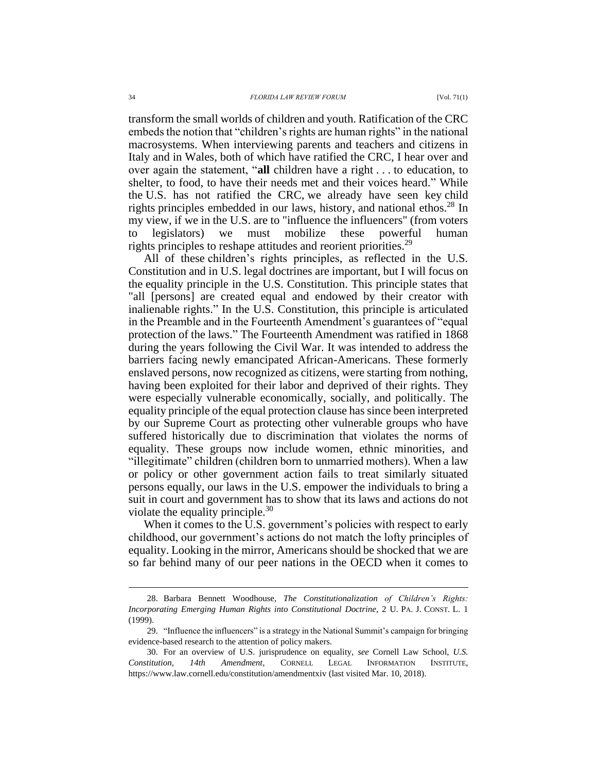transform the small worlds of children and youth. Ratification of the CRC embeds the notion that "children's rights are human rights" in the national macrosystems. When interviewing parents and teachers and citizens in Italy and in Wales, both of which have ratified the CRC, I hear over and over again the statement, "**all** children have a right . . . to education, to shelter, to food, to have their needs met and their voices heard." While the U.S. has not ratified the CRC, we already have seen key child rights principles embedded in our laws, history, and national ethos.[28] In my view, if we in the U.S. are to "influence the influencers" (from voters to legislators) we must mobilize these powerful human rights principles to reshape attitudes and reorient priorities.[29]

All of these children's rights principles, as reflected in the U.S. Constitution and in U.S. legal doctrines are important, but I will focus on the equality principle in the U.S. Constitution. This principle states that "all [persons] are created equal and endowed by their creator with inalienable rights." In the U.S. Constitution, this principle is articulated in the Preamble and in the Fourteenth Amendment's guarantees of "equal protection of the laws." The Fourteenth Amendment was ratified in 1868 during the years following the Civil War. It was intended to address the barriers facing newly emancipated African-Americans. These formerly enslaved persons, now recognized as citizens, were starting from nothing, having been exploited for their labor and deprived of their rights. They were especially vulnerable economically, socially, and politically. The equality principle of the equal protection clause has since been interpreted by our Supreme Court as protecting other vulnerable groups who have suffered historically due to discrimination that violates the norms of equality. These groups now include women, ethnic minorities, and "illegitimate" children (children born to unmarried mothers). When a law or policy or other government action fails to treat similarly situated persons equally, our laws in the U.S. empower the individuals to bring a suit in court and government has to show that its laws and actions do not violate the equality principle.[30]

When it comes to the U.S. government's policies with respect to early childhood, our government's actions do not match the lofty principles of equality. Looking in the mirror, Americans should be shocked that we are so far behind many of our peer nations in the OECD when it comes to

---

28. Barbara Bennett Woodhouse, *The Constitutionalization of Children's Rights: Incorporating Emerging Human Rights into Constitutional Doctrine*, 2 U. PA. J. CONST. L. 1 (1999).

29. "Influence the influencers" is a strategy in the National Summit's campaign for bringing evidence-based research to the attention of policy makers.

30. For an overview of U.S. jurisprudence on equality, *see* Cornell Law School, *U.S. Constitution, 14th Amendment*, CORNELL LEGAL INFORMATION INSTITUTE, https://www.law.cornell.edu/constitution/amendmentxiv (last visited Mar. 10, 2018).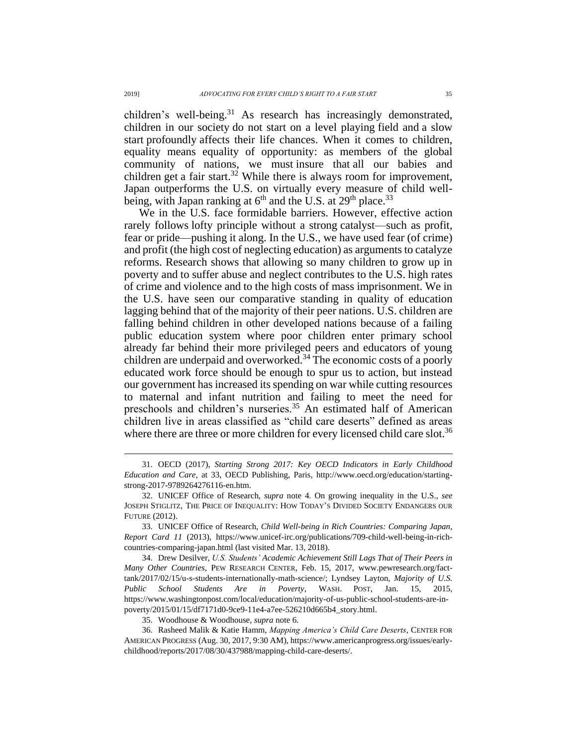children's well-being.[31] As research has increasingly demonstrated, children in our society do not start on a level playing field and a slow start profoundly affects their life chances. When it comes to children, equality means equality of opportunity: as members of the global community of nations, we must insure that all our babies and children get a fair start.[32] While there is always room for improvement, Japan outperforms the U.S. on virtually every measure of child well-being, with Japan ranking at 6th and the U.S. at 29th place.[33]

We in the U.S. face formidable barriers. However, effective action rarely follows lofty principle without a strong catalyst—such as profit, fear or pride—pushing it along. In the U.S., we have used fear (of crime) and profit (the high cost of neglecting education) as arguments to catalyze reforms. Research shows that allowing so many children to grow up in poverty and to suffer abuse and neglect contributes to the U.S. high rates of crime and violence and to the high costs of mass imprisonment. We in the U.S. have seen our comparative standing in quality of education lagging behind that of the majority of their peer nations. U.S. children are falling behind children in other developed nations because of a failing public education system where poor children enter primary school already far behind their more privileged peers and educators of young children are underpaid and overworked.[34] The economic costs of a poorly educated work force should be enough to spur us to action, but instead our government has increased its spending on war while cutting resources to maternal and infant nutrition and failing to meet the need for preschools and children's nurseries.[35] An estimated half of American children live in areas classified as "child care deserts" defined as areas where there are three or more children for every licensed child care slot.[36]

---

31. OECD (2017), *Starting Strong 2017: Key OECD Indicators in Early Childhood Education and Care*, at 33, OECD Publishing, Paris, http://www.oecd.org/education/starting-strong-2017-9789264276116-en.htm.

32. UNICEF Office of Research, *supra* note 4. On growing inequality in the U.S., *see* JOSEPH STIGLITZ, THE PRICE OF INEQUALITY: HOW TODAY'S DIVIDED SOCIETY ENDANGERS OUR FUTURE (2012).

33. UNICEF Office of Research, *Child Well-being in Rich Countries: Comparing Japan*, *Report Card 11* (2013), https://www.unicef-irc.org/publications/709-child-well-being-in-rich-countries-comparing-japan.html (last visited Mar. 13, 2018).

34. Drew Desilver, *U.S. Students' Academic Achievement Still Lags That of Their Peers in Many Other Countries*, PEW RESEARCH CENTER, Feb. 15, 2017, www.pewresearch.org/fact-tank/2017/02/15/u-s-students-internationally-math-science/; Lyndsey Layton, *Majority of U.S. Public School Students Are in Poverty*, WASH. POST, Jan. 15, 2015, https://www.washingtonpost.com/local/education/majority-of-us-public-school-students-are-in-poverty/2015/01/15/df7171d0-9ce9-11e4-a7ee-526210d665b4_story.html.

35. Woodhouse & Woodhouse, *supra* note 6.

36. Rasheed Malik & Katie Hamm, *Mapping America's Child Care Deserts*, CENTER FOR AMERICAN PROGRESS (Aug. 30, 2017, 9:30 AM), https://www.americanprogress.org/issues/early-childhood/reports/2017/08/30/437988/mapping-child-care-deserts/.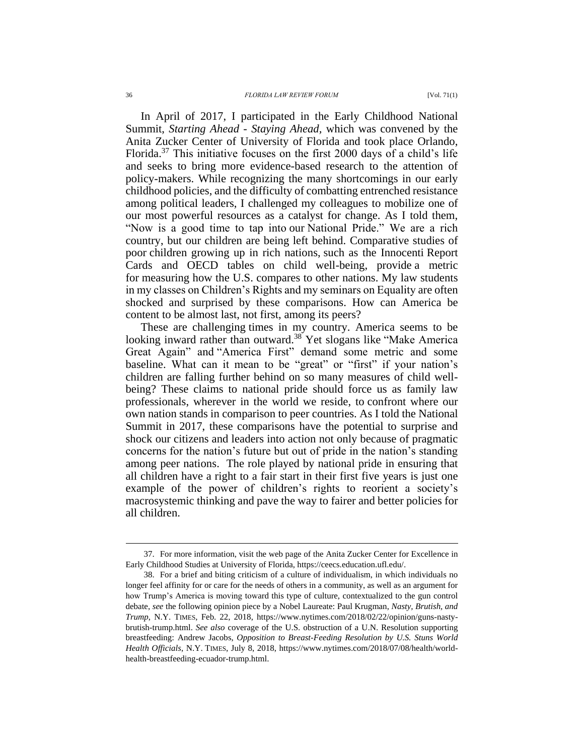In April of 2017, I participated in the Early Childhood National Summit, *Starting Ahead - Staying Ahead*, which was convened by the Anita Zucker Center of University of Florida and took place Orlando, Florida.[37] This initiative focuses on the first 2000 days of a child's life and seeks to bring more evidence-based research to the attention of policy-makers. While recognizing the many shortcomings in our early childhood policies, and the difficulty of combatting entrenched resistance among political leaders, I challenged my colleagues to mobilize one of our most powerful resources as a catalyst for change. As I told them, "Now is a good time to tap into our National Pride." We are a rich country, but our children are being left behind. Comparative studies of poor children growing up in rich nations, such as the Innocenti Report Cards and OECD tables on child well-being, provide a metric for measuring how the U.S. compares to other nations. My law students in my classes on Children's Rights and my seminars on Equality are often shocked and surprised by these comparisons. How can America be content to be almost last, not first, among its peers?

These are challenging times in my country. America seems to be looking inward rather than outward.[38] Yet slogans like "Make America Great Again" and "America First" demand some metric and some baseline. What can it mean to be "great" or "first" if your nation's children are falling further behind on so many measures of child well-being? These claims to national pride should force us as family law professionals, wherever in the world we reside, to confront where our own nation stands in comparison to peer countries. As I told the National Summit in 2017, these comparisons have the potential to surprise and shock our citizens and leaders into action not only because of pragmatic concerns for the nation's future but out of pride in the nation's standing among peer nations. The role played by national pride in ensuring that all children have a right to a fair start in their first five years is just one example of the power of children's rights to reorient a society's macrosystemic thinking and pave the way to fairer and better policies for all children.

---

37. For more information, visit the web page of the Anita Zucker Center for Excellence in Early Childhood Studies at University of Florida, https://ceecs.education.ufl.edu/.

38. For a brief and biting criticism of a culture of individualism, in which individuals no longer feel affinity for or care for the needs of others in a community, as well as an argument for how Trump's America is moving toward this type of culture, contextualized to the gun control debate, *see* the following opinion piece by a Nobel Laureate: Paul Krugman, *Nasty, Brutish, and Trump*, N.Y. TIMES, Feb. 22, 2018, https://www.nytimes.com/2018/02/22/opinion/guns-nasty-brutish-trump.html. *See also* coverage of the U.S. obstruction of a U.N. Resolution supporting breastfeeding: Andrew Jacobs, *Opposition to Breast-Feeding Resolution by U.S. Stuns World Health Officials*, N.Y. TIMES, July 8, 2018, https://www.nytimes.com/2018/07/08/health/world-health-breastfeeding-ecuador-trump.html.